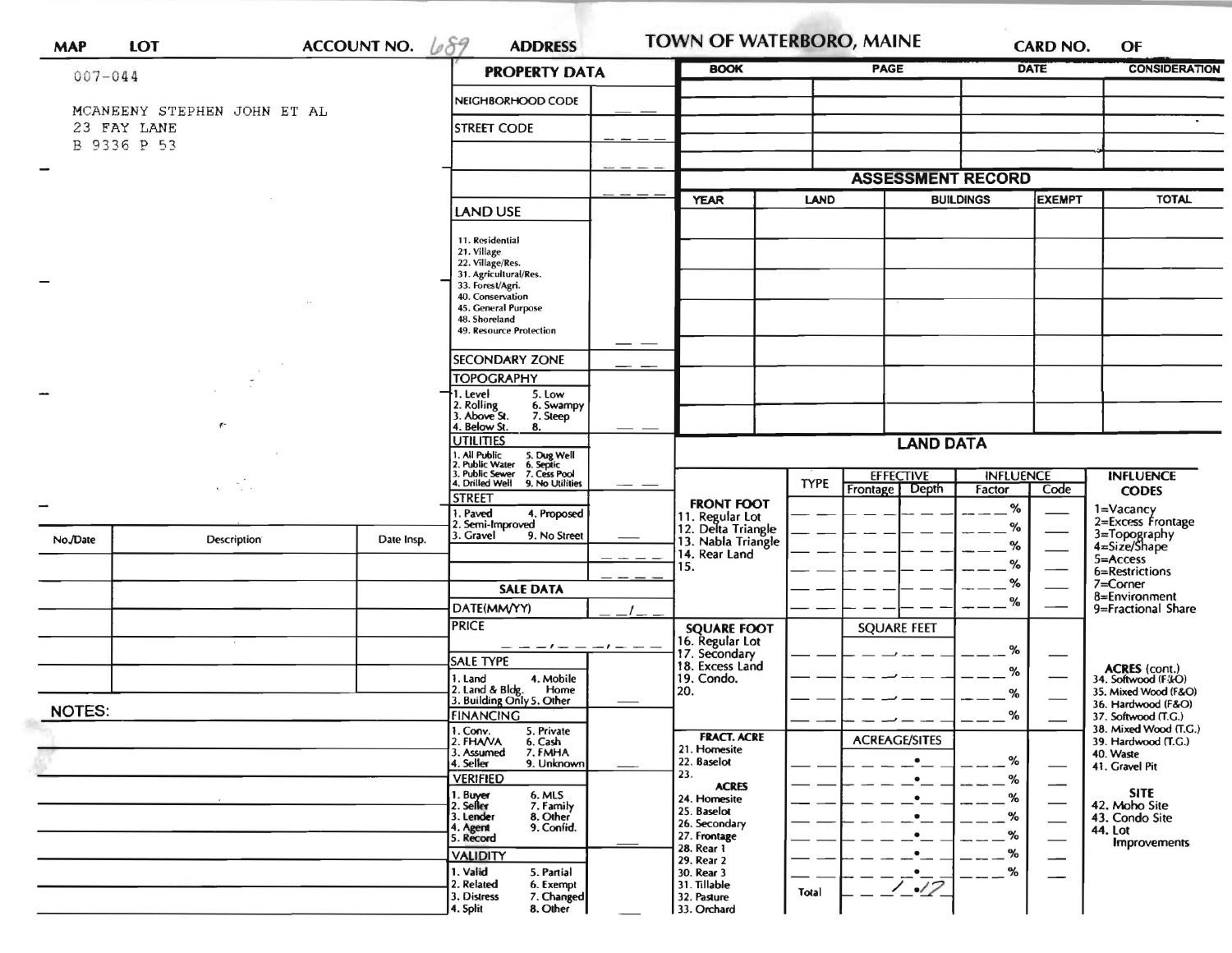| MAP | LOT | ACCOUNT NO. 689 |
|---|---|---|

# TOWN OF WATERBORO, MAINE

CARD NO. OF

007-044

MCANEENY STEPHEN JOHN ET AL
23 FAY LANE
B 9336 P 53

| BOOK | PAGE | DATE | CONSIDERATION |
|---|---|---|---|
| | | | |
| | | | |
| | | | |
| | | | |

## PROPERTY DATA

| Field | Value |
|---|---|
| NEIGHBORHOOD CODE | |
| STREET CODE | |
| LAND USE: 11. Residential, 21. Village, 22. Village/Res., 31. Agricultural/Res., 33. Forest/Agri., 40. Conservation, 45. General Purpose, 48. Shoreland, 49. Resource Protection | |
| SECONDARY ZONE | |
| TOPOGRAPHY: 1. Level, 2. Rolling, 3. Above St., 4. Below St., 5. Low, 6. Swampy, 7. Steep, 8. | |
| UTILITIES: 1. All Public, 2. Public Water, 3. Public Sewer, 4. Drilled Well, 5. Dug Well, 6. Septic, 7. Cess Pool, 9. No Utilities | |
| STREET: 1. Paved, 2. Semi-Improved, 3. Gravel, 4. Proposed, 9. No Street | |

## SALE DATA

| Field | Value |
|---|---|
| DATE(MM/YY) | |
| PRICE | |
| SALE TYPE: 1. Land, 2. Land & Bldg., 3. Building Only, 4. Mobile Home, 5. Other | |
| FINANCING: 1. Conv., 2. FHA/VA, 3. Assumed, 4. Seller, 5. Private, 6. Cash, 7. FMHA, 9. Unknown | |
| VERIFIED: 1. Buyer, 2. Seller, 3. Lender, 4. Agent, 5. Record, 6. MLS, 7. Family, 8. Other, 9. Confid. | |
| VALIDITY: 1. Valid, 2. Related, 3. Distress, 4. Split, 5. Partial, 6. Exempt, 7. Changed, 8. Other | |

## ASSESSMENT RECORD

| YEAR | LAND | BUILDINGS | EXEMPT | TOTAL |
|---|---|---|---|---|
| | | | | |

## LAND DATA

| | TYPE | EFFECTIVE Frontage | EFFECTIVE Depth | INFLUENCE Factor | INFLUENCE Code |
|---|---|---|---|---|---|
| **FRONT FOOT** 11. Regular Lot, 12. Delta Triangle, 13. Nabla Triangle, 14. Rear Land, 15. | | | | % | |
| **SQUARE FOOT** 16. Regular Lot, 17. Secondary, 18. Excess Land, 19. Condo., 20. | | SQUARE FEET | | % | |
| **FRACT. ACRE** 21. Homesite, 22. Baselot, 23. **ACRES** 24. Homesite, 25. Baselot, 26. Secondary, 27. Frontage, 28. Rear 1, 29. Rear 2, 30. Rear 3, 31. Tillable, 32. Pasture, 33. Orchard | | ACREAGE/SITES | | % | |
| | Total | 1.17 | | | |

**INFLUENCE CODES**
1=Vacancy
2=Excess Frontage
3=Topography
4=Size/Shape
5=Access
6=Restrictions
7=Corner
8=Environment
9=Fractional Share

**ACRES (cont.)**
34. Softwood (F&O)
35. Mixed Wood (F&O)
36. Hardwood (F&O)
37. Softwood (T.G.)
38. Mixed Wood (T.G.)
39. Hardwood (T.G.)
40. Waste
41. Gravel Pit

**SITE**
42. Moho Site
43. Condo Site
44. Lot Improvements

| No./Date | Description | Date Insp. |
|---|---|---|
| | | |
| | | |
| | | |
| | | |
| | | |

NOTES: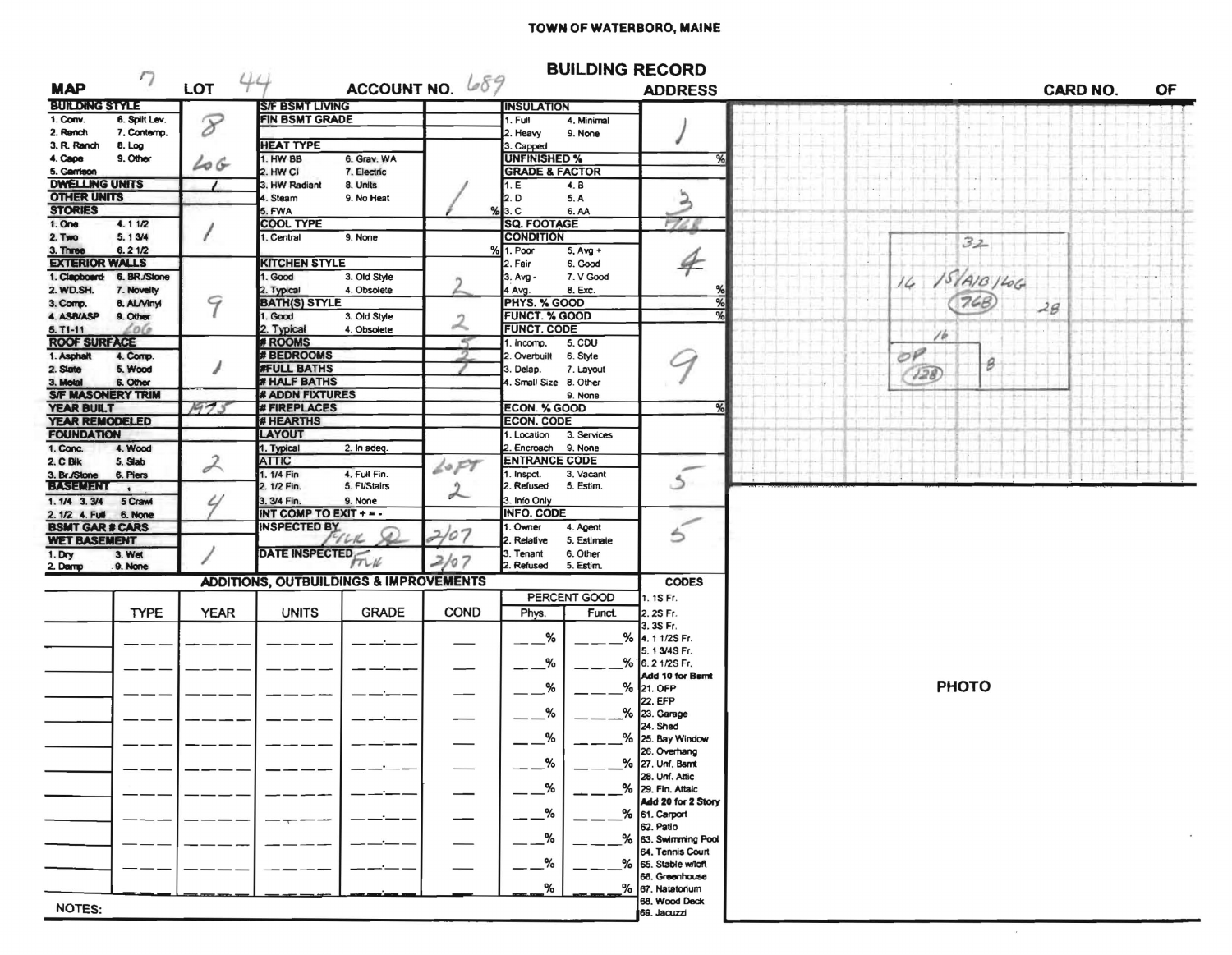**TOWN OF WATERBORO, MAINE**

## BUILDING RECORD

**MAP** 7 **LOT** 44 **ACCOUNT NO.** 689 **ADDRESS** **CARD NO.** **OF**

| | | | | | | |
|---|---|---|---|---|---|---|
| **BUILDING STYLE** 1. Conv. 6. Split Lev. 2. Ranch 7. Contemp. 3. R. Ranch 8. Log 4. Cape 9. Other 5. Garrison | 8 LOG | **S/F BSMT LIVING** | | **INSULATION** 1. Full 4. Minimal 2. Heavy 9. None 3. Capped | 1 | |
| | | **FIN BSMT GRADE** | | **UNFINISHED %** | | % |
| **DWELLING UNITS** | 1 | **HEAT TYPE** 1. HW BB 6. Grav. WA 2. HW CI 7. Electric 3. HW Radiant 8. Units 4. Steam 9. No Heat 5. FWA | 1 % | **GRADE & FACTOR** 1. E 4. B 2. D 5. A 3. C 6. AA | 3 | |
| **OTHER UNITS** | | | | **SQ. FOOTAGE** | 768 | |
| **STORIES** 1. One 4. 1 1/2 2. Two 5. 1 3/4 3. Three 6. 2 1/2 | 1 | **COOL TYPE** 1. Central 9. None | % | **CONDITION** 1. Poor 5. Avg + 2. Fair 6. Good 3. Avg - 7. V Good 4 Avg. 8. Exc. | 4 | |
| **EXTERIOR WALLS** 1. Clapboard 6. BR./Stone 2. WD.SH. 7. Novelty 3. Comp. 8. AL/Vinyl 4. ASB/ASP 9. Other 5. T1-11 LOG | 9 | **KITCHEN STYLE** 1. Good 3. Old Style 2. Typical 4. Obsolete | 2 | | | % |
| | | **BATH(S) STYLE** 1. Good 3. Old Style 2. Typical 4. Obsolete | 2 | **PHYS. % GOOD** | | % |
| | | | | **FUNCT. % GOOD** | | % |
| **ROOF SURFACE** 1. Asphalt 4. Comp. 2. Slate 5. Wood 3. Metal 6. Other | 1 | **# ROOMS** | 5 | **FUNCT. CODE** 1. Incomp. 5. CDU 2. Overbuilt 6. Style 3. Delap. 7. Layout 4. Small Size 8. Other 9. None | 9 | |
| | | **# BEDROOMS** | 2 | | | |
| | | **#FULL BATHS** | 1 | | | |
| | | **# HALF BATHS** | | | | |
| **S/F MASONERY TRIM** | | **# ADDN FIXTURES** | | | | |
| **YEAR BUILT** | 1975 | **# FIREPLACES** | | **ECON. % GOOD** | | % |
| **YEAR REMODELED** | | **# HEARTHS** | | **ECON. CODE** 1. Location 3. Services 2. Encroach 9. None | | |
| **FOUNDATION** 1. Conc. 4. Wood 2. C Blk 5. Slab 3. Br./Stone 6. Piers | 2 | **LAYOUT** 1. Typical 2. In adeq. | | | | |
| | | **ATTIC** 1. 1/4 Fin 4. Full Fin. 2. 1/2 Fin. 5. Fl/Stairs 3. 3/4 Fin. 9. None | LOFT 2 | **ENTRANCE CODE** 1. Inspct. 3. Vacant 2. Refused 5. Estim. 3. Info Only | 5 | |
| **BASEMENT** 1. 1/4 3. 3/4 5 Crawl 2. 1/2 4. Full 6. None | 4 | | | | | |
| | | **INT COMP TO EXIT + = -** | | | | |
| **BSMT GAR # CARS** | | **INSPECTED BY** FILK | 2/07 | **INFO. CODE** 1. Owner 4. Agent 2. Relative 5. Estimate 3. Tenant 6. Other 2. Refused 5. Estim. | 5 | |
| **WET BASEMENT** 1. Dry 3. Wet 2. Damp 9. None | 1 | **DATE INSPECTED** FILK | 2/07 | | | |

Sketch: 32 × 28 (16) 1S/A/B/LOG (768); OP 16 × 8 (128)

### ADDITIONS, OUTBUILDINGS & IMPROVEMENTS

| | TYPE | YEAR | UNITS | GRADE | COND | PERCENT GOOD Phys. | PERCENT GOOD Funct. |
|---|---|---|---|---|---|---|---|
| | | | | | | % | % |
| | | | | | | % | % |
| | | | | | | % | % |
| | | | | | | % | % |
| | | | | | | % | % |
| | | | | | | % | % |
| | | | | | | % | % |
| | | | | | | % | % |
| | | | | | | % | % |
| | | | | | | % | % |
| | | | | | | % | % |

**CODES**
1. 1S Fr.
2. 2S Fr.
3. 3S Fr.
4. 1 1/2S Fr.
5. 1 3/4S Fr.
6. 2 1/2S Fr.

**Add 10 for Bsmt**
21. OFP
22. EFP
23. Garage
24. Shed
25. Bay Window
26. Overhang
27. Unf. Bsmt
28. Unf. Attic
29. Fin. Attaic

**Add 20 for 2 Story**
61. Carport
62. Patio
63. Swimming Pool
64. Tennis Court
65. Stable w/loft
66. Greenhouse
67. Natatorium
68. Wood Deck
69. Jacuzzi

**PHOTO**

NOTES: